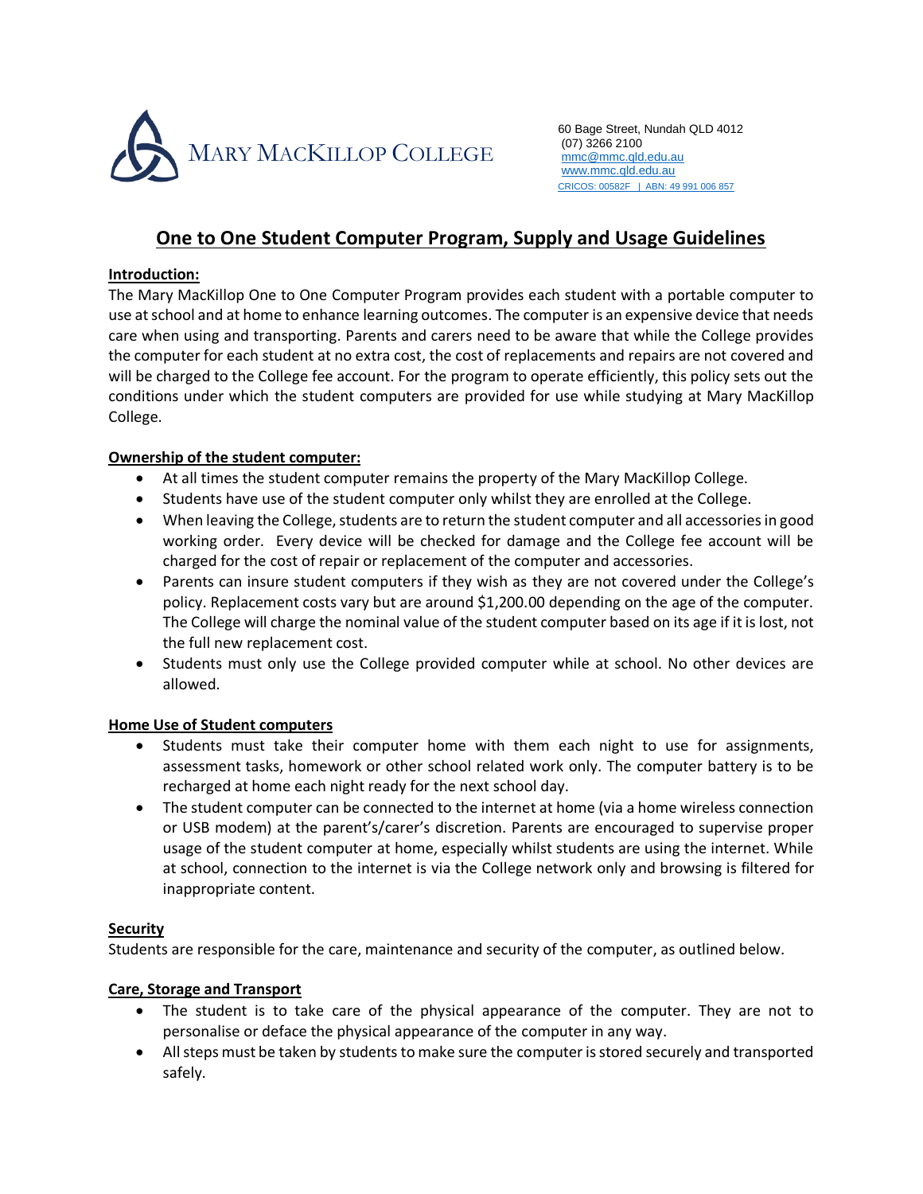MARY MACKILLOP COLLEGE

60 Bage Street, Nundah QLD 4012
(07) 3266 2100
mmc@mmc.qld.edu.au
www.mmc.qld.edu.au
CRICOS: 00582F | ABN: 49 991 006 857

# One to One Student Computer Program, Supply and Usage Guidelines

## Introduction:

The Mary MacKillop One to One Computer Program provides each student with a portable computer to use at school and at home to enhance learning outcomes. The computer is an expensive device that needs care when using and transporting. Parents and carers need to be aware that while the College provides the computer for each student at no extra cost, the cost of replacements and repairs are not covered and will be charged to the College fee account. For the program to operate efficiently, this policy sets out the conditions under which the student computers are provided for use while studying at Mary MacKillop College.

## Ownership of the student computer:

- At all times the student computer remains the property of the Mary MacKillop College.
- Students have use of the student computer only whilst they are enrolled at the College.
- When leaving the College, students are to return the student computer and all accessories in good working order. Every device will be checked for damage and the College fee account will be charged for the cost of repair or replacement of the computer and accessories.
- Parents can insure student computers if they wish as they are not covered under the College's policy. Replacement costs vary but are around $1,200.00 depending on the age of the computer. The College will charge the nominal value of the student computer based on its age if it is lost, not the full new replacement cost.
- Students must only use the College provided computer while at school. No other devices are allowed.

## Home Use of Student computers

- Students must take their computer home with them each night to use for assignments, assessment tasks, homework or other school related work only. The computer battery is to be recharged at home each night ready for the next school day.
- The student computer can be connected to the internet at home (via a home wireless connection or USB modem) at the parent's/carer's discretion. Parents are encouraged to supervise proper usage of the student computer at home, especially whilst students are using the internet. While at school, connection to the internet is via the College network only and browsing is filtered for inappropriate content.

## Security

Students are responsible for the care, maintenance and security of the computer, as outlined below.

## Care, Storage and Transport

- The student is to take care of the physical appearance of the computer. They are not to personalise or deface the physical appearance of the computer in any way.
- All steps must be taken by students to make sure the computer is stored securely and transported safely.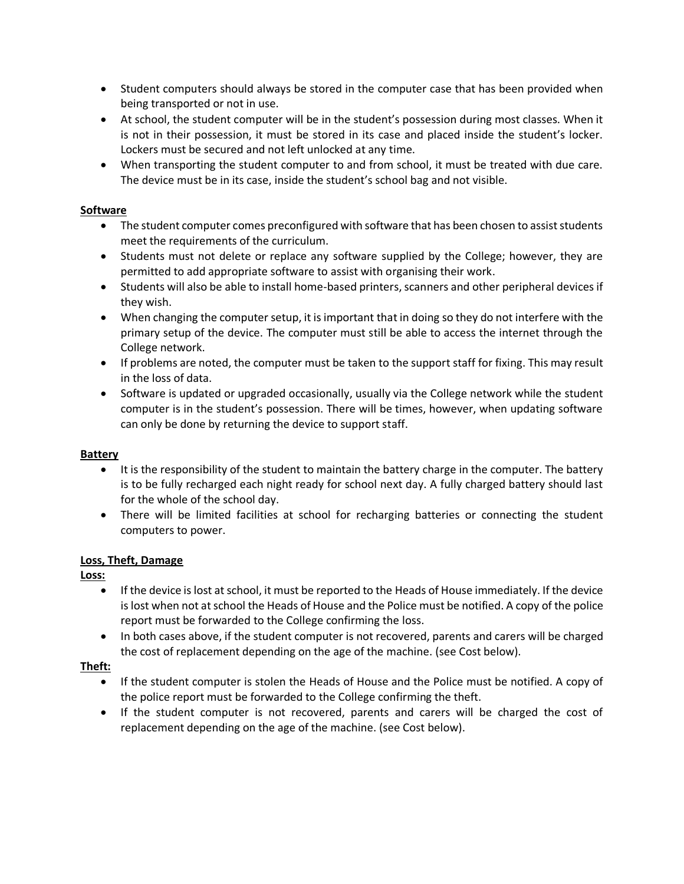- Student computers should always be stored in the computer case that has been provided when being transported or not in use.
- At school, the student computer will be in the student's possession during most classes. When it is not in their possession, it must be stored in its case and placed inside the student's locker. Lockers must be secured and not left unlocked at any time.
- When transporting the student computer to and from school, it must be treated with due care. The device must be in its case, inside the student's school bag and not visible.

**Software**

- The student computer comes preconfigured with software that has been chosen to assist students meet the requirements of the curriculum.
- Students must not delete or replace any software supplied by the College; however, they are permitted to add appropriate software to assist with organising their work.
- Students will also be able to install home-based printers, scanners and other peripheral devices if they wish.
- When changing the computer setup, it is important that in doing so they do not interfere with the primary setup of the device. The computer must still be able to access the internet through the College network.
- If problems are noted, the computer must be taken to the support staff for fixing. This may result in the loss of data.
- Software is updated or upgraded occasionally, usually via the College network while the student computer is in the student's possession. There will be times, however, when updating software can only be done by returning the device to support staff.

**Battery**

- It is the responsibility of the student to maintain the battery charge in the computer. The battery is to be fully recharged each night ready for school next day. A fully charged battery should last for the whole of the school day.
- There will be limited facilities at school for recharging batteries or connecting the student computers to power.

**Loss, Theft, Damage**

**Loss:**

- If the device is lost at school, it must be reported to the Heads of House immediately. If the device is lost when not at school the Heads of House and the Police must be notified. A copy of the police report must be forwarded to the College confirming the loss.
- In both cases above, if the student computer is not recovered, parents and carers will be charged the cost of replacement depending on the age of the machine. (see Cost below).

**Theft:**

- If the student computer is stolen the Heads of House and the Police must be notified. A copy of the police report must be forwarded to the College confirming the theft.
- If the student computer is not recovered, parents and carers will be charged the cost of replacement depending on the age of the machine. (see Cost below).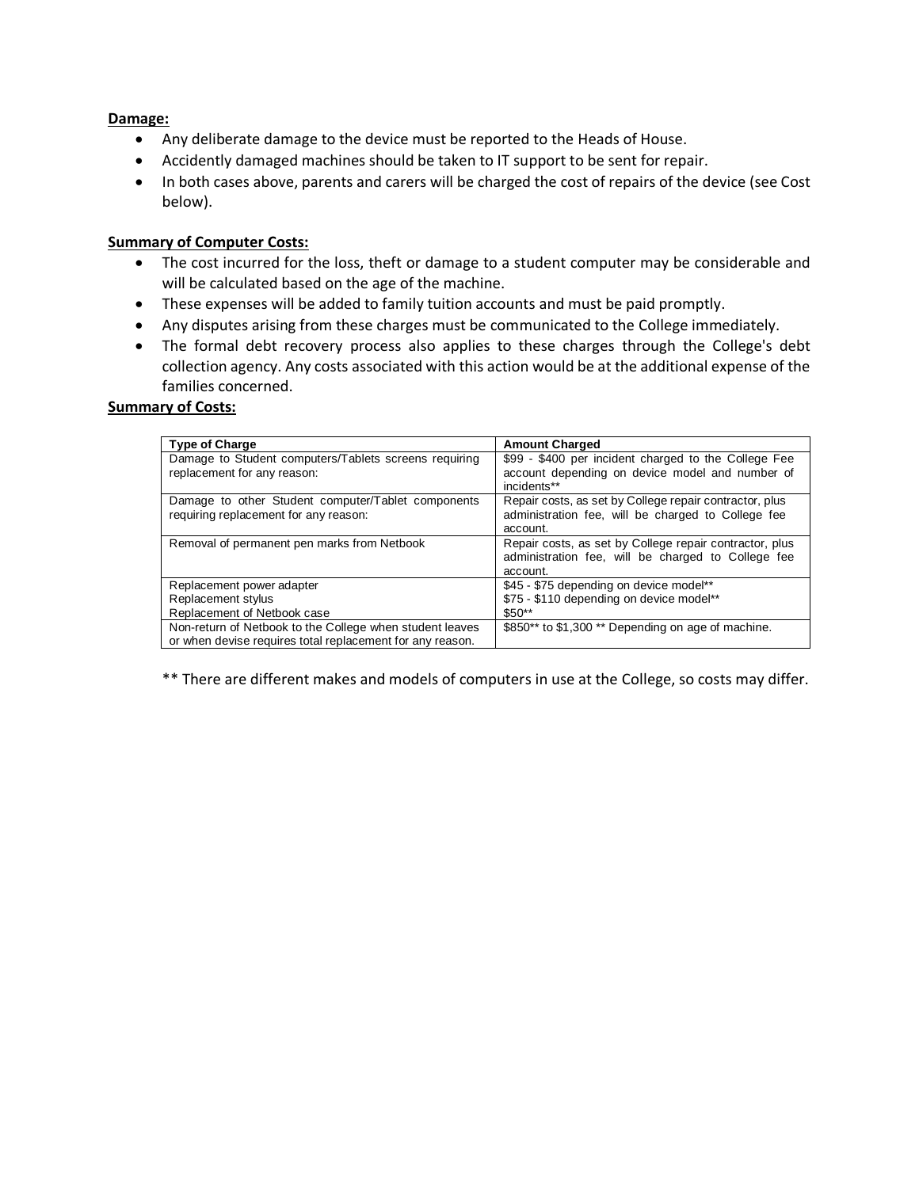**Damage:**

- Any deliberate damage to the device must be reported to the Heads of House.
- Accidently damaged machines should be taken to IT support to be sent for repair.
- In both cases above, parents and carers will be charged the cost of repairs of the device (see Cost below).

**Summary of Computer Costs:**

- The cost incurred for the loss, theft or damage to a student computer may be considerable and will be calculated based on the age of the machine.
- These expenses will be added to family tuition accounts and must be paid promptly.
- Any disputes arising from these charges must be communicated to the College immediately.
- The formal debt recovery process also applies to these charges through the College's debt collection agency. Any costs associated with this action would be at the additional expense of the families concerned.

**Summary of Costs:**

| Type of Charge | Amount Charged |
|---|---|
| Damage to Student computers/Tablets screens requiring replacement for any reason: | $99 - $400 per incident charged to the College Fee account depending on device model and number of incidents** |
| Damage to other Student computer/Tablet components requiring replacement for any reason: | Repair costs, as set by College repair contractor, plus administration fee, will be charged to College fee account. |
| Removal of permanent pen marks from Netbook | Repair costs, as set by College repair contractor, plus administration fee, will be charged to College fee account. |
| Replacement power adapter<br>Replacement stylus<br>Replacement of Netbook case | $45 - $75 depending on device model**<br>$75 - $110 depending on device model**<br>$50** |
| Non-return of Netbook to the College when student leaves or when devise requires total replacement for any reason. | $850** to $1,300 ** Depending on age of machine. |

** There are different makes and models of computers in use at the College, so costs may differ.